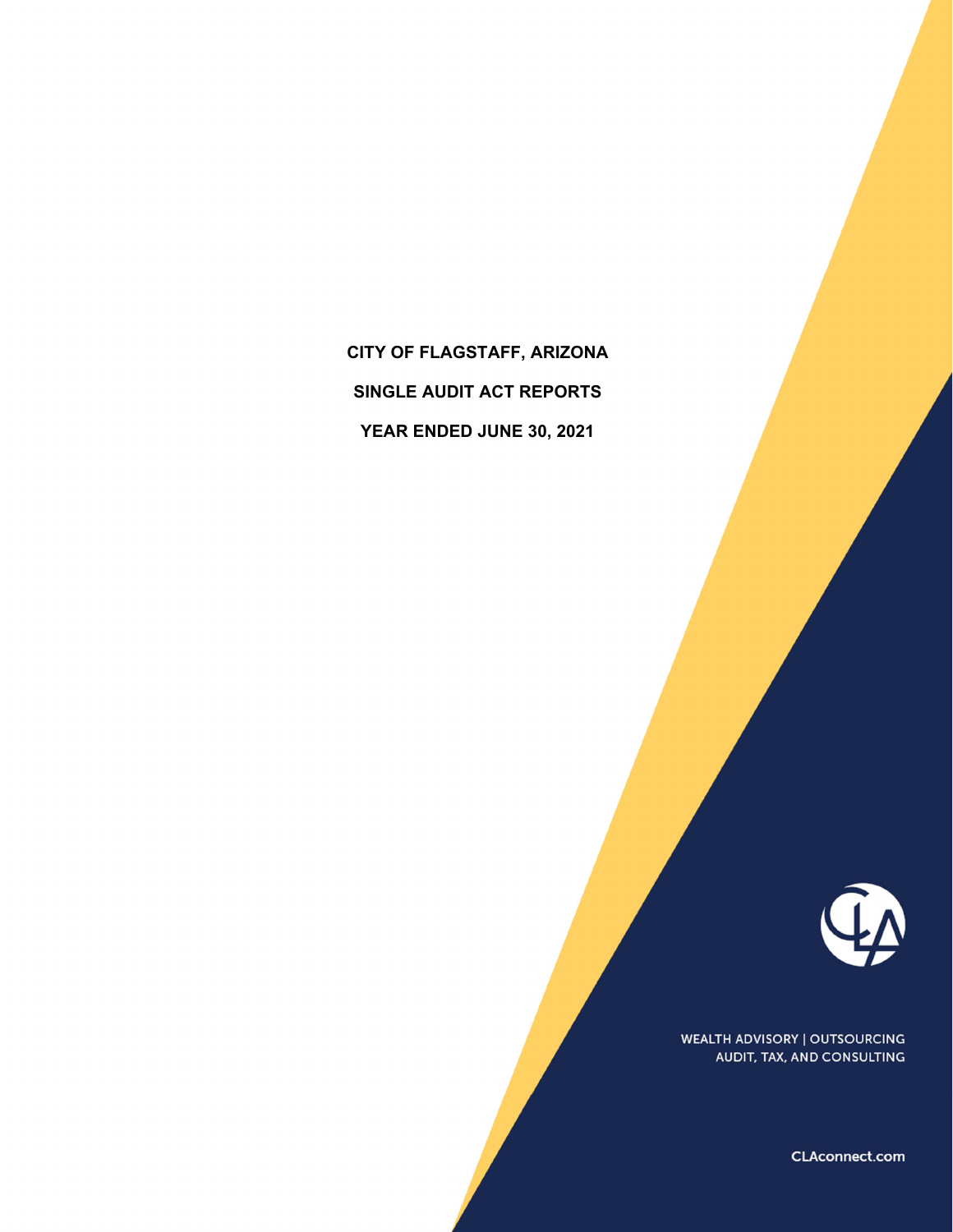**CITY OF FLAGSTAFF, ARIZONA**

**SINGLE AUDIT ACT REPORTS**

**YEAR ENDED JUNE 30, 2021**

WEALTH ADVISORY | OUTSOURCING
AUDIT, TAX, AND CONSULTING

CLAconnect.com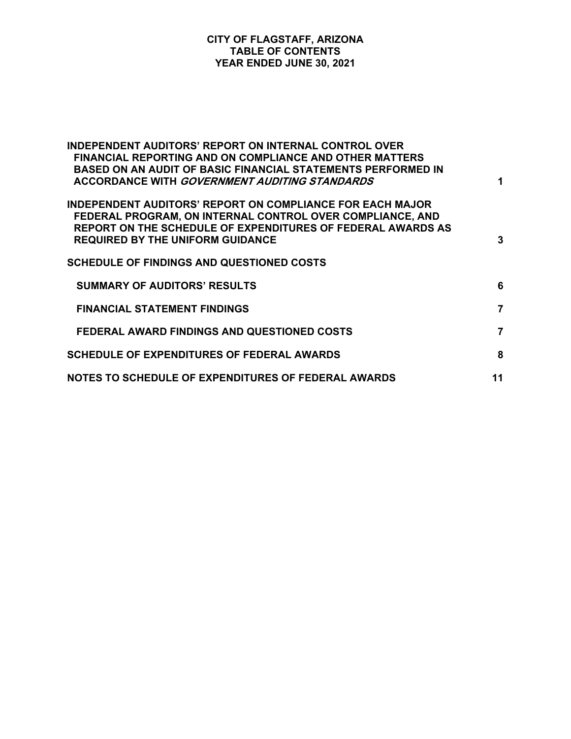# CITY OF FLAGSTAFF, ARIZONA
## TABLE OF CONTENTS
## YEAR ENDED JUNE 30, 2021

| | |
|---|---|
| **INDEPENDENT AUDITORS' REPORT ON INTERNAL CONTROL OVER FINANCIAL REPORTING AND ON COMPLIANCE AND OTHER MATTERS BASED ON AN AUDIT OF BASIC FINANCIAL STATEMENTS PERFORMED IN ACCORDANCE WITH *GOVERNMENT AUDITING STANDARDS*** | **1** |
| **INDEPENDENT AUDITORS' REPORT ON COMPLIANCE FOR EACH MAJOR FEDERAL PROGRAM, ON INTERNAL CONTROL OVER COMPLIANCE, AND REPORT ON THE SCHEDULE OF EXPENDITURES OF FEDERAL AWARDS AS REQUIRED BY THE UNIFORM GUIDANCE** | **3** |
| **SCHEDULE OF FINDINGS AND QUESTIONED COSTS** | |
| **SUMMARY OF AUDITORS' RESULTS** | **6** |
| **FINANCIAL STATEMENT FINDINGS** | **7** |
| **FEDERAL AWARD FINDINGS AND QUESTIONED COSTS** | **7** |
| **SCHEDULE OF EXPENDITURES OF FEDERAL AWARDS** | **8** |
| **NOTES TO SCHEDULE OF EXPENDITURES OF FEDERAL AWARDS** | **11** |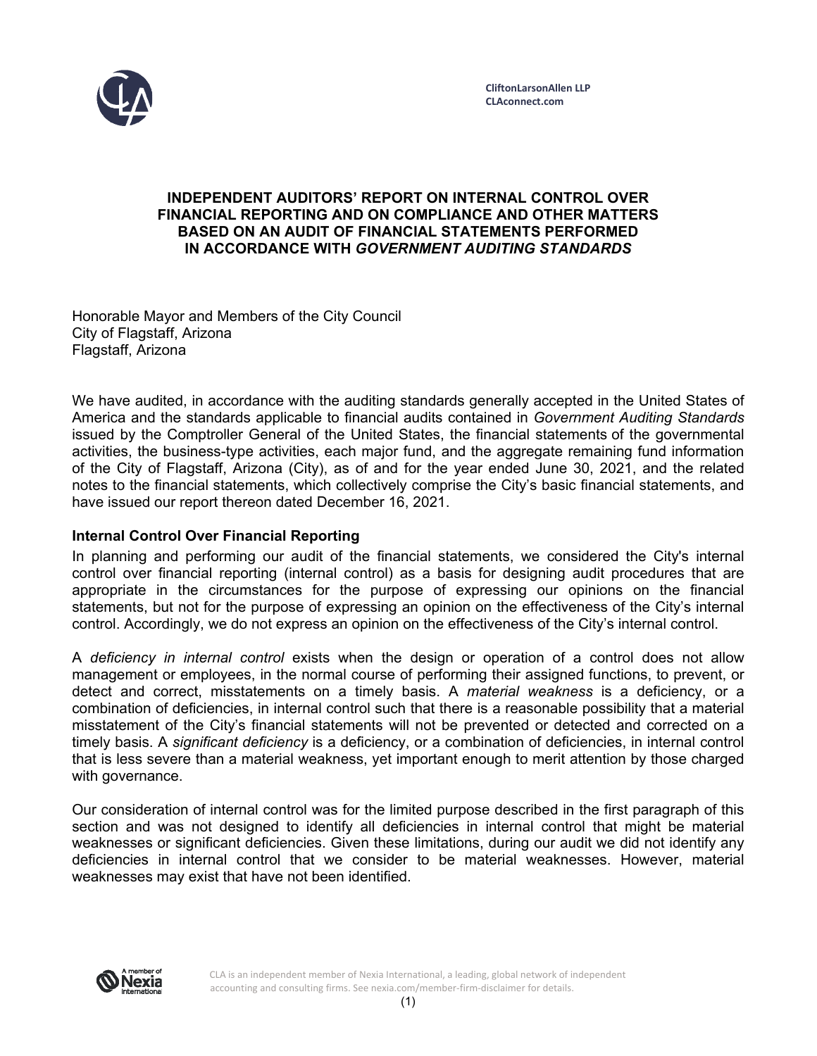CliftonLarsonAllen LLP
CLAconnect.com

# INDEPENDENT AUDITORS' REPORT ON INTERNAL CONTROL OVER FINANCIAL REPORTING AND ON COMPLIANCE AND OTHER MATTERS BASED ON AN AUDIT OF FINANCIAL STATEMENTS PERFORMED IN ACCORDANCE WITH *GOVERNMENT AUDITING STANDARDS*

Honorable Mayor and Members of the City Council
City of Flagstaff, Arizona
Flagstaff, Arizona

We have audited, in accordance with the auditing standards generally accepted in the United States of America and the standards applicable to financial audits contained in *Government Auditing Standards* issued by the Comptroller General of the United States, the financial statements of the governmental activities, the business-type activities, each major fund, and the aggregate remaining fund information of the City of Flagstaff, Arizona (City), as of and for the year ended June 30, 2021, and the related notes to the financial statements, which collectively comprise the City's basic financial statements, and have issued our report thereon dated December 16, 2021.

## Internal Control Over Financial Reporting

In planning and performing our audit of the financial statements, we considered the City's internal control over financial reporting (internal control) as a basis for designing audit procedures that are appropriate in the circumstances for the purpose of expressing our opinions on the financial statements, but not for the purpose of expressing an opinion on the effectiveness of the City's internal control. Accordingly, we do not express an opinion on the effectiveness of the City's internal control.

A *deficiency in internal control* exists when the design or operation of a control does not allow management or employees, in the normal course of performing their assigned functions, to prevent, or detect and correct, misstatements on a timely basis. A *material weakness* is a deficiency, or a combination of deficiencies, in internal control such that there is a reasonable possibility that a material misstatement of the City's financial statements will not be prevented or detected and corrected on a timely basis. A *significant deficiency* is a deficiency, or a combination of deficiencies, in internal control that is less severe than a material weakness, yet important enough to merit attention by those charged with governance.

Our consideration of internal control was for the limited purpose described in the first paragraph of this section and was not designed to identify all deficiencies in internal control that might be material weaknesses or significant deficiencies. Given these limitations, during our audit we did not identify any deficiencies in internal control that we consider to be material weaknesses. However, material weaknesses may exist that have not been identified.

CLA is an independent member of Nexia International, a leading, global network of independent accounting and consulting firms. See nexia.com/member-firm-disclaimer for details.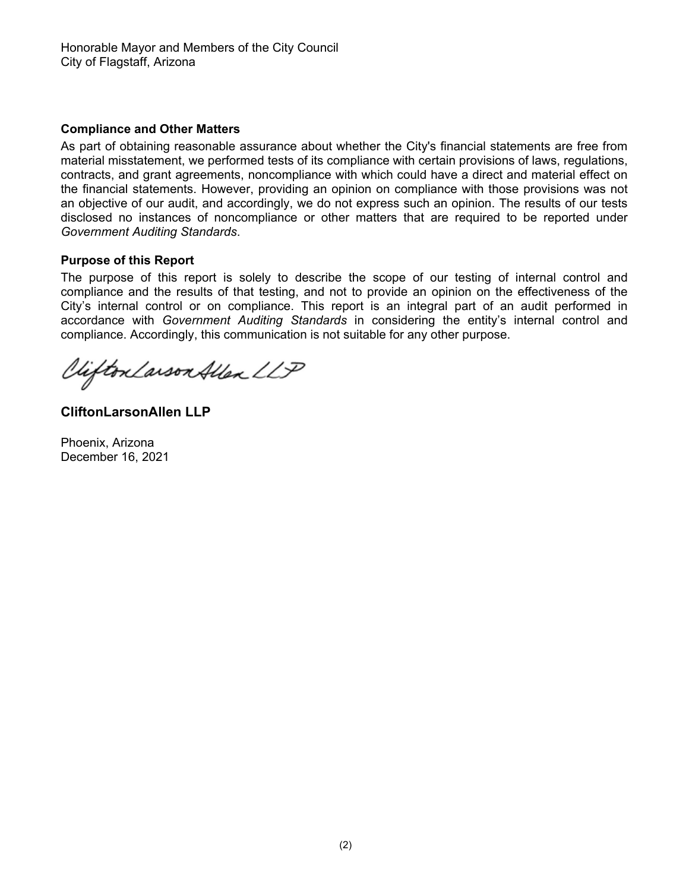Honorable Mayor and Members of the City Council
City of Flagstaff, Arizona

**Compliance and Other Matters**

As part of obtaining reasonable assurance about whether the City's financial statements are free from material misstatement, we performed tests of its compliance with certain provisions of laws, regulations, contracts, and grant agreements, noncompliance with which could have a direct and material effect on the financial statements. However, providing an opinion on compliance with those provisions was not an objective of our audit, and accordingly, we do not express such an opinion. The results of our tests disclosed no instances of noncompliance or other matters that are required to be reported under *Government Auditing Standards*.

**Purpose of this Report**

The purpose of this report is solely to describe the scope of our testing of internal control and compliance and the results of that testing, and not to provide an opinion on the effectiveness of the City's internal control or on compliance. This report is an integral part of an audit performed in accordance with *Government Auditing Standards* in considering the entity's internal control and compliance. Accordingly, this communication is not suitable for any other purpose.

CliftonLarsonAllen LLP

**CliftonLarsonAllen LLP**

Phoenix, Arizona
December 16, 2021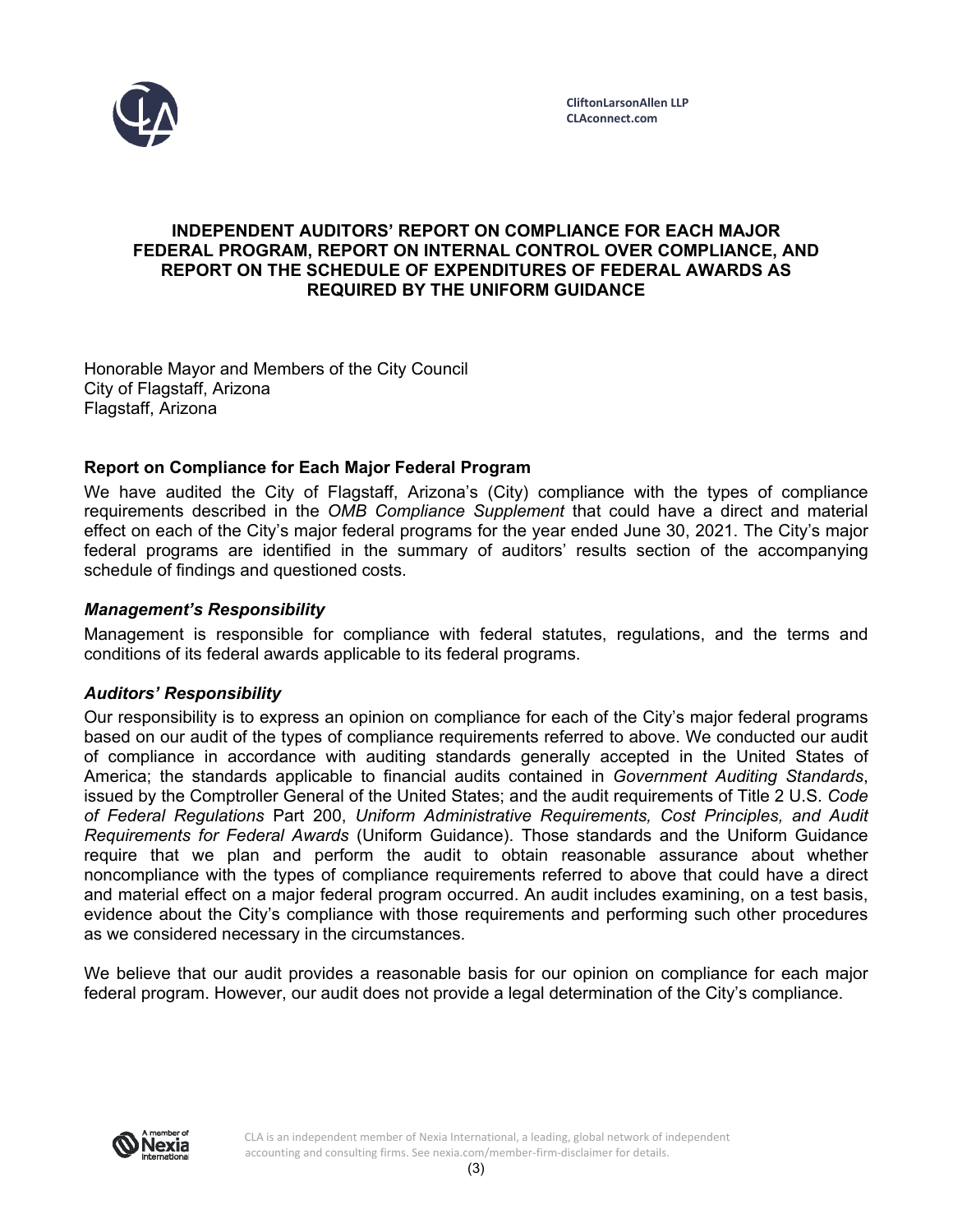CliftonLarsonAllen LLP
CLAconnect.com

# INDEPENDENT AUDITORS' REPORT ON COMPLIANCE FOR EACH MAJOR FEDERAL PROGRAM, REPORT ON INTERNAL CONTROL OVER COMPLIANCE, AND REPORT ON THE SCHEDULE OF EXPENDITURES OF FEDERAL AWARDS AS REQUIRED BY THE UNIFORM GUIDANCE

Honorable Mayor and Members of the City Council
City of Flagstaff, Arizona
Flagstaff, Arizona

## Report on Compliance for Each Major Federal Program

We have audited the City of Flagstaff, Arizona's (City) compliance with the types of compliance requirements described in the *OMB Compliance Supplement* that could have a direct and material effect on each of the City's major federal programs for the year ended June 30, 2021. The City's major federal programs are identified in the summary of auditors' results section of the accompanying schedule of findings and questioned costs.

### *Management's Responsibility*

Management is responsible for compliance with federal statutes, regulations, and the terms and conditions of its federal awards applicable to its federal programs.

### *Auditors' Responsibility*

Our responsibility is to express an opinion on compliance for each of the City's major federal programs based on our audit of the types of compliance requirements referred to above. We conducted our audit of compliance in accordance with auditing standards generally accepted in the United States of America; the standards applicable to financial audits contained in *Government Auditing Standards*, issued by the Comptroller General of the United States; and the audit requirements of Title 2 U.S. *Code of Federal Regulations* Part 200, *Uniform Administrative Requirements, Cost Principles, and Audit Requirements for Federal Awards* (Uniform Guidance). Those standards and the Uniform Guidance require that we plan and perform the audit to obtain reasonable assurance about whether noncompliance with the types of compliance requirements referred to above that could have a direct and material effect on a major federal program occurred. An audit includes examining, on a test basis, evidence about the City's compliance with those requirements and performing such other procedures as we considered necessary in the circumstances.

We believe that our audit provides a reasonable basis for our opinion on compliance for each major federal program. However, our audit does not provide a legal determination of the City's compliance.

CLA is an independent member of Nexia International, a leading, global network of independent accounting and consulting firms. See nexia.com/member-firm-disclaimer for details.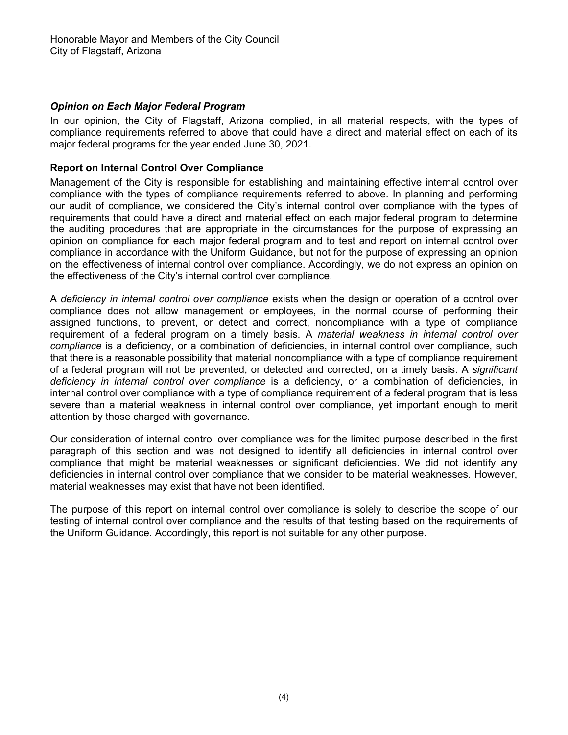Honorable Mayor and Members of the City Council
City of Flagstaff, Arizona

### *Opinion on Each Major Federal Program*

In our opinion, the City of Flagstaff, Arizona complied, in all material respects, with the types of compliance requirements referred to above that could have a direct and material effect on each of its major federal programs for the year ended June 30, 2021.

### Report on Internal Control Over Compliance

Management of the City is responsible for establishing and maintaining effective internal control over compliance with the types of compliance requirements referred to above. In planning and performing our audit of compliance, we considered the City's internal control over compliance with the types of requirements that could have a direct and material effect on each major federal program to determine the auditing procedures that are appropriate in the circumstances for the purpose of expressing an opinion on compliance for each major federal program and to test and report on internal control over compliance in accordance with the Uniform Guidance, but not for the purpose of expressing an opinion on the effectiveness of internal control over compliance. Accordingly, we do not express an opinion on the effectiveness of the City's internal control over compliance.

A *deficiency in internal control over compliance* exists when the design or operation of a control over compliance does not allow management or employees, in the normal course of performing their assigned functions, to prevent, or detect and correct, noncompliance with a type of compliance requirement of a federal program on a timely basis. A *material weakness in internal control over compliance* is a deficiency, or a combination of deficiencies, in internal control over compliance, such that there is a reasonable possibility that material noncompliance with a type of compliance requirement of a federal program will not be prevented, or detected and corrected, on a timely basis. A *significant deficiency in internal control over compliance* is a deficiency, or a combination of deficiencies, in internal control over compliance with a type of compliance requirement of a federal program that is less severe than a material weakness in internal control over compliance, yet important enough to merit attention by those charged with governance.

Our consideration of internal control over compliance was for the limited purpose described in the first paragraph of this section and was not designed to identify all deficiencies in internal control over compliance that might be material weaknesses or significant deficiencies. We did not identify any deficiencies in internal control over compliance that we consider to be material weaknesses. However, material weaknesses may exist that have not been identified.

The purpose of this report on internal control over compliance is solely to describe the scope of our testing of internal control over compliance and the results of that testing based on the requirements of the Uniform Guidance. Accordingly, this report is not suitable for any other purpose.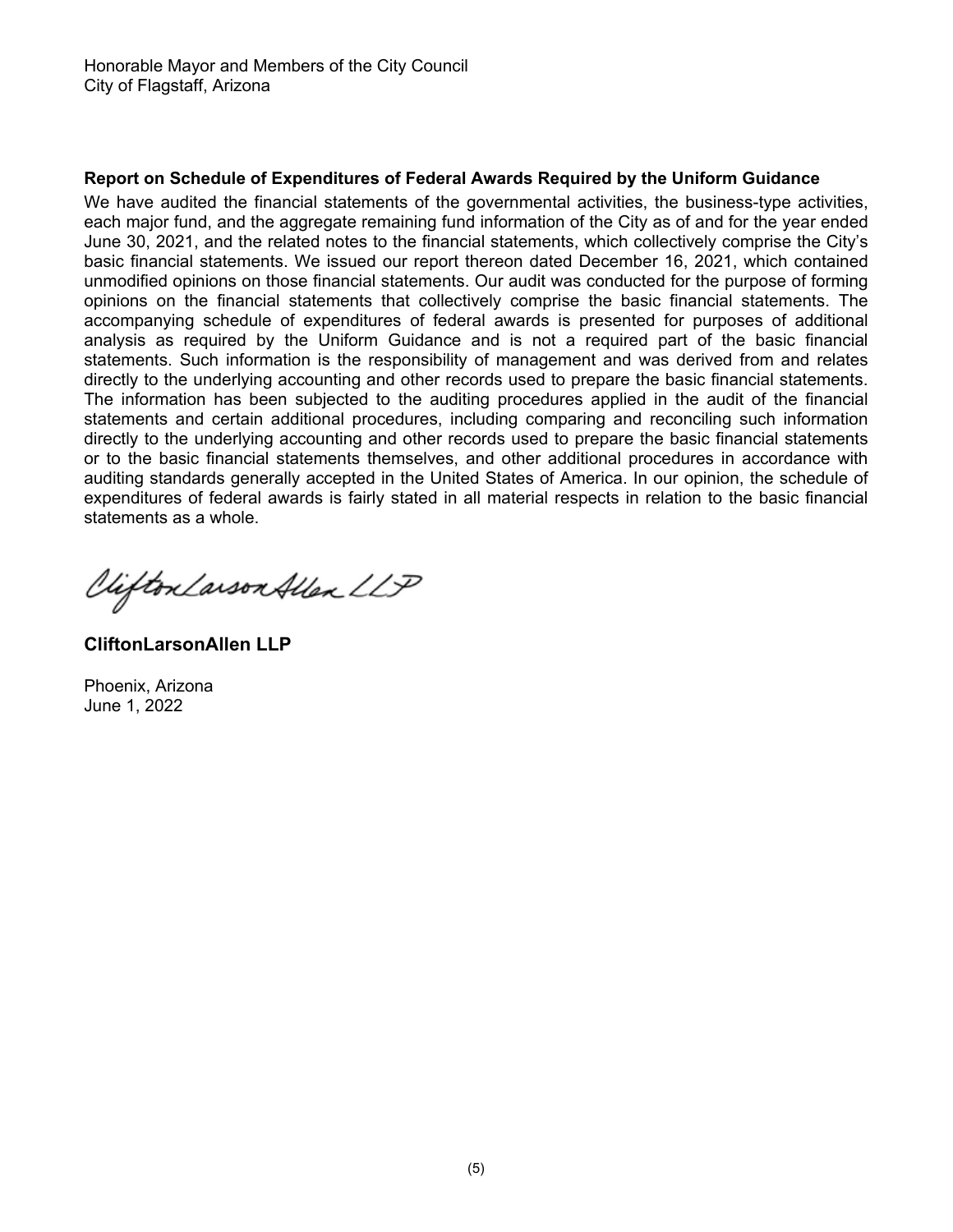Honorable Mayor and Members of the City Council
City of Flagstaff, Arizona

**Report on Schedule of Expenditures of Federal Awards Required by the Uniform Guidance**

We have audited the financial statements of the governmental activities, the business-type activities, each major fund, and the aggregate remaining fund information of the City as of and for the year ended June 30, 2021, and the related notes to the financial statements, which collectively comprise the City's basic financial statements. We issued our report thereon dated December 16, 2021, which contained unmodified opinions on those financial statements. Our audit was conducted for the purpose of forming opinions on the financial statements that collectively comprise the basic financial statements. The accompanying schedule of expenditures of federal awards is presented for purposes of additional analysis as required by the Uniform Guidance and is not a required part of the basic financial statements. Such information is the responsibility of management and was derived from and relates directly to the underlying accounting and other records used to prepare the basic financial statements. The information has been subjected to the auditing procedures applied in the audit of the financial statements and certain additional procedures, including comparing and reconciling such information directly to the underlying accounting and other records used to prepare the basic financial statements or to the basic financial statements themselves, and other additional procedures in accordance with auditing standards generally accepted in the United States of America. In our opinion, the schedule of expenditures of federal awards is fairly stated in all material respects in relation to the basic financial statements as a whole.

CliftonLarsonAllen LLP

**CliftonLarsonAllen LLP**

Phoenix, Arizona
June 1, 2022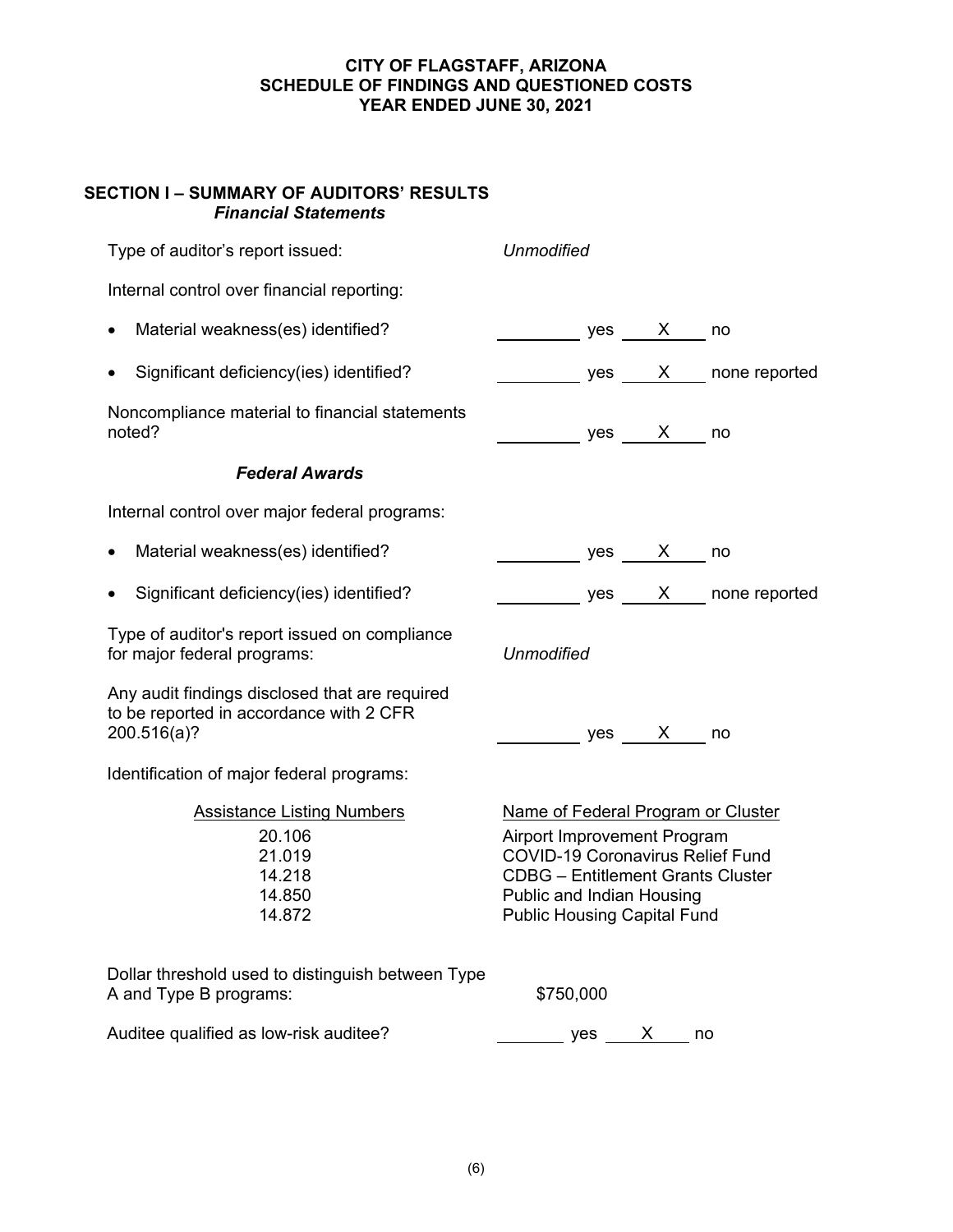# CITY OF FLAGSTAFF, ARIZONA
# SCHEDULE OF FINDINGS AND QUESTIONED COSTS
# YEAR ENDED JUNE 30, 2021

## SECTION I – SUMMARY OF AUDITORS' RESULTS

### *Financial Statements*

Type of auditor's report issued: *Unmodified*

Internal control over financial reporting:

- Material weakness(es) identified? ______ yes __X__ no
- Significant deficiency(ies) identified? ______ yes __X__ none reported

Noncompliance material to financial statements noted? ______ yes __X__ no

### *Federal Awards*

Internal control over major federal programs:

- Material weakness(es) identified? ______ yes __X__ no
- Significant deficiency(ies) identified? ______ yes __X__ none reported

Type of auditor's report issued on compliance for major federal programs: *Unmodified*

Any audit findings disclosed that are required to be reported in accordance with 2 CFR 200.516(a)? ______ yes __X__ no

Identification of major federal programs:

| Assistance Listing Numbers | Name of Federal Program or Cluster |
|---|---|
| 20.106 | Airport Improvement Program |
| 21.019 | COVID-19 Coronavirus Relief Fund |
| 14.218 | CDBG – Entitlement Grants Cluster |
| 14.850 | Public and Indian Housing |
| 14.872 | Public Housing Capital Fund |

Dollar threshold used to distinguish between Type A and Type B programs: $750,000

Auditee qualified as low-risk auditee? ______ yes __X__ no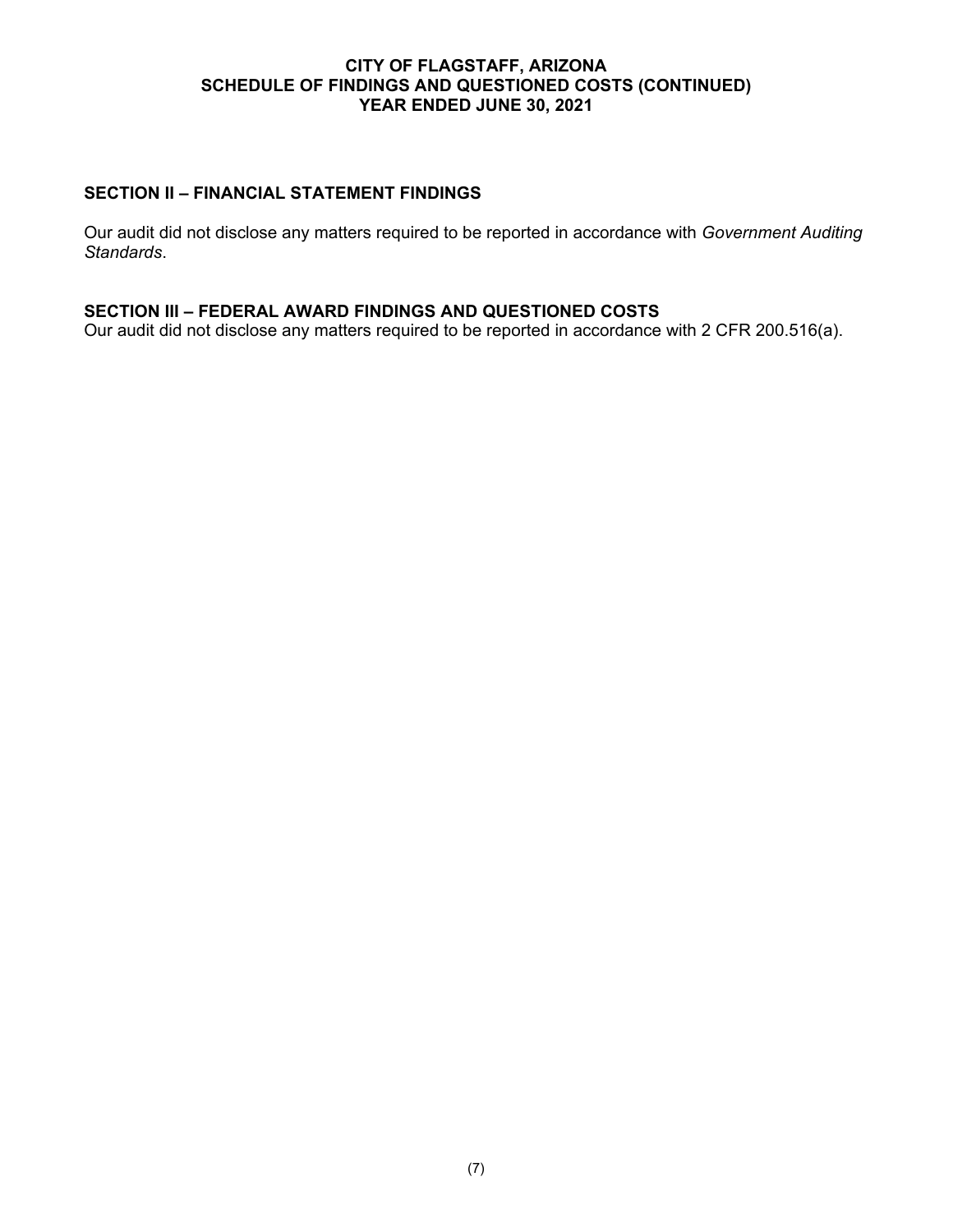# CITY OF FLAGSTAFF, ARIZONA
## SCHEDULE OF FINDINGS AND QUESTIONED COSTS (CONTINUED)
## YEAR ENDED JUNE 30, 2021

### SECTION II – FINANCIAL STATEMENT FINDINGS

Our audit did not disclose any matters required to be reported in accordance with *Government Auditing Standards*.

### SECTION III – FEDERAL AWARD FINDINGS AND QUESTIONED COSTS

Our audit did not disclose any matters required to be reported in accordance with 2 CFR 200.516(a).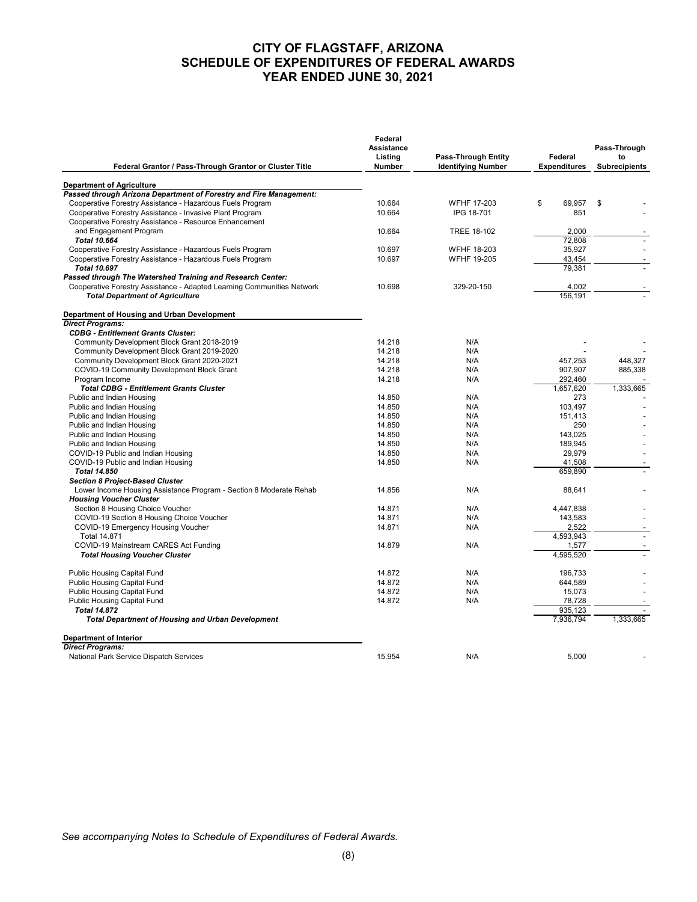# CITY OF FLAGSTAFF, ARIZONA
# SCHEDULE OF EXPENDITURES OF FEDERAL AWARDS
# YEAR ENDED JUNE 30, 2021

| Federal Grantor / Pass-Through Grantor or Cluster Title | Federal Assistance Listing Number | Pass-Through Entity Identifying Number | Federal Expenditures | Pass-Through to Subrecipients |
|---|---|---|---|---|
| **Department of Agriculture** | | | | |
| ***Passed through Arizona Department of Forestry and Fire Management:*** | | | | |
| Cooperative Forestry Assistance - Hazardous Fuels Program | 10.664 | WFHF 17-203 | $ 69,957 | $ - |
| Cooperative Forestry Assistance - Invasive Plant Program | 10.664 | IPG 18-701 | 851 | - |
| Cooperative Forestry Assistance - Resource Enhancement and Engagement Program | 10.664 | TREE 18-102 | 2,000 | - |
| ***Total 10.664*** | | | 72,808 | - |
| Cooperative Forestry Assistance - Hazardous Fuels Program | 10.697 | WFHF 18-203 | 35,927 | - |
| Cooperative Forestry Assistance - Hazardous Fuels Program | 10.697 | WFHF 19-205 | 43,454 | - |
| ***Total 10.697*** | | | 79,381 | - |
| ***Passed through The Watershed Training and Research Center:*** | | | | |
| Cooperative Forestry Assistance - Adapted Learning Communities Network | 10.698 | 329-20-150 | 4,002 | - |
| ***Total Department of Agriculture*** | | | 156,191 | - |
| **Department of Housing and Urban Development** | | | | |
| ***Direct Programs:*** | | | | |
| ***CDBG - Entitlement Grants Cluster:*** | | | | |
| Community Development Block Grant 2018-2019 | 14.218 | N/A | - | - |
| Community Development Block Grant 2019-2020 | 14.218 | N/A | - | - |
| Community Development Block Grant 2020-2021 | 14.218 | N/A | 457,253 | 448,327 |
| COVID-19 Community Development Block Grant | 14.218 | N/A | 907,907 | 885,338 |
| Program Income | 14.218 | N/A | 292,460 | - |
| ***Total CDBG - Entitlement Grants Cluster*** | | | 1,657,620 | 1,333,665 |
| Public and Indian Housing | 14.850 | N/A | 273 | - |
| Public and Indian Housing | 14.850 | N/A | 103,497 | - |
| Public and Indian Housing | 14.850 | N/A | 151,413 | - |
| Public and Indian Housing | 14.850 | N/A | 250 | - |
| Public and Indian Housing | 14.850 | N/A | 143,025 | - |
| Public and Indian Housing | 14.850 | N/A | 189,945 | - |
| COVID-19 Public and Indian Housing | 14.850 | N/A | 29,979 | - |
| COVID-19 Public and Indian Housing | 14.850 | N/A | 41,508 | - |
| ***Total 14.850*** | | | 659,890 | - |
| ***Section 8 Project-Based Cluster*** | | | | |
| Lower Income Housing Assistance Program - Section 8 Moderate Rehab | 14.856 | N/A | 88,641 | - |
| ***Housing Voucher Cluster*** | | | | |
| Section 8 Housing Choice Voucher | 14.871 | N/A | 4,447,838 | - |
| COVID-19 Section 8 Housing Choice Voucher | 14.871 | N/A | 143,583 | - |
| COVID-19 Emergency Housing Voucher | 14.871 | N/A | 2,522 | - |
| Total 14.871 | | | 4,593,943 | - |
| COVID-19 Mainstream CARES Act Funding | 14.879 | N/A | 1,577 | - |
| ***Total Housing Voucher Cluster*** | | | 4,595,520 | - |
| Public Housing Capital Fund | 14.872 | N/A | 196,733 | - |
| Public Housing Capital Fund | 14.872 | N/A | 644,589 | - |
| Public Housing Capital Fund | 14.872 | N/A | 15,073 | - |
| Public Housing Capital Fund | 14.872 | N/A | 78,728 | - |
| ***Total 14.872*** | | | 935,123 | - |
| ***Total Department of Housing and Urban Development*** | | | 7,936,794 | 1,333,665 |
| **Department of Interior** | | | | |
| ***Direct Programs:*** | | | | |
| National Park Service Dispatch Services | 15.954 | N/A | 5,000 | - |

*See accompanying Notes to Schedule of Expenditures of Federal Awards.*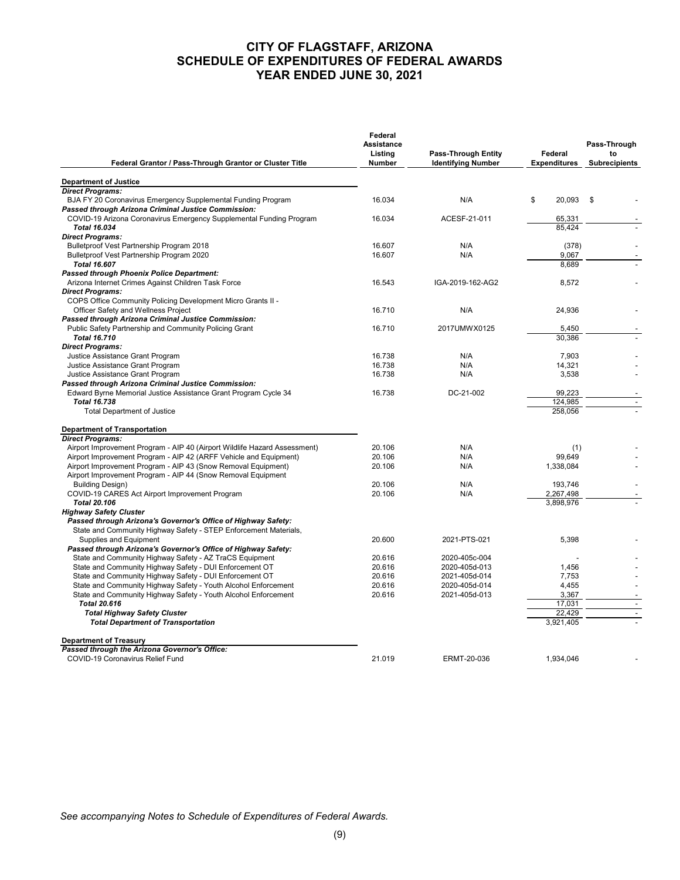# CITY OF FLAGSTAFF, ARIZONA
# SCHEDULE OF EXPENDITURES OF FEDERAL AWARDS
# YEAR ENDED JUNE 30, 2021

| Federal Grantor / Pass-Through Grantor or Cluster Title | Federal Assistance Listing Number | Pass-Through Entity Identifying Number | Federal Expenditures | Pass-Through to Subrecipients |
|---|---|---|---|---|
| **Department of Justice** | | | | |
| ***Direct Programs:*** | | | | |
| BJA FY 20 Coronavirus Emergency Supplemental Funding Program | 16.034 | N/A | $ 20,093 | $ - |
| ***Passed through Arizona Criminal Justice Commission:*** | | | | |
| COVID-19 Arizona Coronavirus Emergency Supplemental Funding Program | 16.034 | ACESF-21-011 | 65,331 | - |
| ***Total 16.034*** | | | 85,424 | - |
| ***Direct Programs:*** | | | | |
| Bulletproof Vest Partnership Program 2018 | 16.607 | N/A | (378) | - |
| Bulletproof Vest Partnership Program 2020 | 16.607 | N/A | 9,067 | - |
| ***Total 16.607*** | | | 8,689 | - |
| ***Passed through Phoenix Police Department:*** | | | | |
| Arizona Internet Crimes Against Children Task Force | 16.543 | IGA-2019-162-AG2 | 8,572 | - |
| ***Direct Programs:*** | | | | |
| COPS Office Community Policing Development Micro Grants II - Officer Safety and Wellness Project | 16.710 | N/A | 24,936 | - |
| ***Passed through Arizona Criminal Justice Commission:*** | | | | |
| Public Safety Partnership and Community Policing Grant | 16.710 | 2017UMWX0125 | 5,450 | - |
| ***Total 16.710*** | | | 30,386 | - |
| ***Direct Programs:*** | | | | |
| Justice Assistance Grant Program | 16.738 | N/A | 7,903 | - |
| Justice Assistance Grant Program | 16.738 | N/A | 14,321 | - |
| Justice Assistance Grant Program | 16.738 | N/A | 3,538 | - |
| ***Passed through Arizona Criminal Justice Commission:*** | | | | |
| Edward Byrne Memorial Justice Assistance Grant Program Cycle 34 | 16.738 | DC-21-002 | 99,223 | - |
| ***Total 16.738*** | | | 124,985 | - |
| Total Department of Justice | | | 258,056 | - |
| **Department of Transportation** | | | | |
| ***Direct Programs:*** | | | | |
| Airport Improvement Program - AIP 40 (Airport Wildlife Hazard Assessment) | 20.106 | N/A | (1) | - |
| Airport Improvement Program - AIP 42 (ARFF Vehicle and Equipment) | 20.106 | N/A | 99,649 | - |
| Airport Improvement Program - AIP 43 (Snow Removal Equipment) | 20.106 | N/A | 1,338,084 | - |
| Airport Improvement Program - AIP 44 (Snow Removal Equipment Building Design) | 20.106 | N/A | 193,746 | - |
| COVID-19 CARES Act Airport Improvement Program | 20.106 | N/A | 2,267,498 | - |
| ***Total 20.106*** | | | 3,898,976 | - |
| ***Highway Safety Cluster*** | | | | |
| ***Passed through Arizona's Governor's Office of Highway Safety:*** | | | | |
| State and Community Highway Safety - STEP Enforcement Materials, Supplies and Equipment | 20.600 | 2021-PTS-021 | 5,398 | - |
| ***Passed through Arizona's Governor's Office of Highway Safety:*** | | | | |
| State and Community Highway Safety - AZ TraCS Equipment | 20.616 | 2020-405c-004 | - | - |
| State and Community Highway Safety - DUI Enforcement OT | 20.616 | 2020-405d-013 | 1,456 | - |
| State and Community Highway Safety - DUI Enforcement OT | 20.616 | 2021-405d-014 | 7,753 | - |
| State and Community Highway Safety - Youth Alcohol Enforcement | 20.616 | 2020-405d-014 | 4,455 | - |
| State and Community Highway Safety - Youth Alcohol Enforcement | 20.616 | 2021-405d-013 | 3,367 | - |
| ***Total 20.616*** | | | 17,031 | - |
| ***Total Highway Safety Cluster*** | | | 22,429 | - |
| ***Total Department of Transportation*** | | | 3,921,405 | - |
| **Department of Treasury** | | | | |
| ***Passed through the Arizona Governor's Office:*** | | | | |
| COVID-19 Coronavirus Relief Fund | 21.019 | ERMT-20-036 | 1,934,046 | - |

*See accompanying Notes to Schedule of Expenditures of Federal Awards.*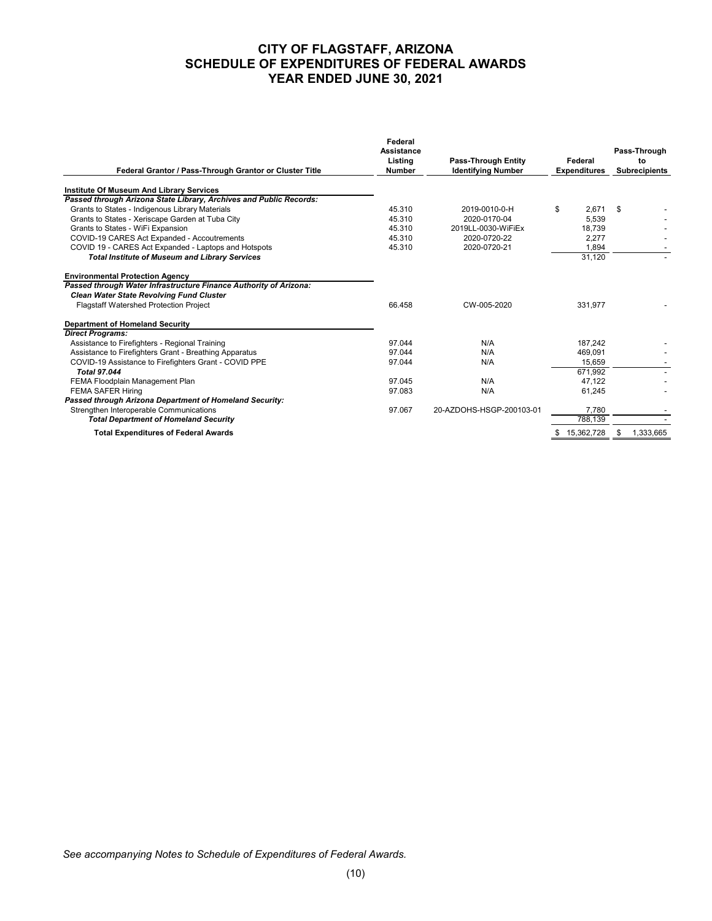# CITY OF FLAGSTAFF, ARIZONA
# SCHEDULE OF EXPENDITURES OF FEDERAL AWARDS
# YEAR ENDED JUNE 30, 2021

| Federal Grantor / Pass-Through Grantor or Cluster Title | Federal Assistance Listing Number | Pass-Through Entity Identifying Number | Federal Expenditures | Pass-Through to Subrecipients |
|---|---|---|---|---|
| **Institute Of Museum And Library Services** | | | | |
| ***Passed through Arizona State Library, Archives and Public Records:*** | | | | |
| Grants to States - Indigenous Library Materials | 45.310 | 2019-0010-0-H | $ 2,671 | $ - |
| Grants to States - Xeriscape Garden at Tuba City | 45.310 | 2020-0170-04 | 5,539 | - |
| Grants to States - WiFi Expansion | 45.310 | 2019LL-0030-WiFiEx | 18,739 | - |
| COVID-19 CARES Act Expanded - Accoutrements | 45.310 | 2020-0720-22 | 2,277 | - |
| COVID 19 - CARES Act Expanded - Laptops and Hotspots | 45.310 | 2020-0720-21 | 1,894 | - |
| ***Total Institute of Museum and Library Services*** | | | 31,120 | - |
| **Environmental Protection Agency** | | | | |
| ***Passed through Water Infrastructure Finance Authority of Arizona:*** | | | | |
| ***Clean Water State Revolving Fund Cluster*** | | | | |
| Flagstaff Watershed Protection Project | 66.458 | CW-005-2020 | 331,977 | - |
| **Department of Homeland Security** | | | | |
| ***Direct Programs:*** | | | | |
| Assistance to Firefighters - Regional Training | 97.044 | N/A | 187,242 | - |
| Assistance to Firefighters Grant - Breathing Apparatus | 97.044 | N/A | 469,091 | - |
| COVID-19 Assistance to Firefighters Grant - COVID PPE | 97.044 | N/A | 15,659 | - |
| ***Total 97.044*** | | | 671,992 | - |
| FEMA Floodplain Management Plan | 97.045 | N/A | 47,122 | - |
| FEMA SAFER Hiring | 97.083 | N/A | 61,245 | - |
| ***Passed through Arizona Department of Homeland Security:*** | | | | |
| Strengthen Interoperable Communications | 97.067 | 20-AZDOHS-HSGP-200103-01 | 7,780 | - |
| ***Total Department of Homeland Security*** | | | 788,139 | - |
| **Total Expenditures of Federal Awards** | | | $ 15,362,728 | $ 1,333,665 |

*See accompanying Notes to Schedule of Expenditures of Federal Awards.*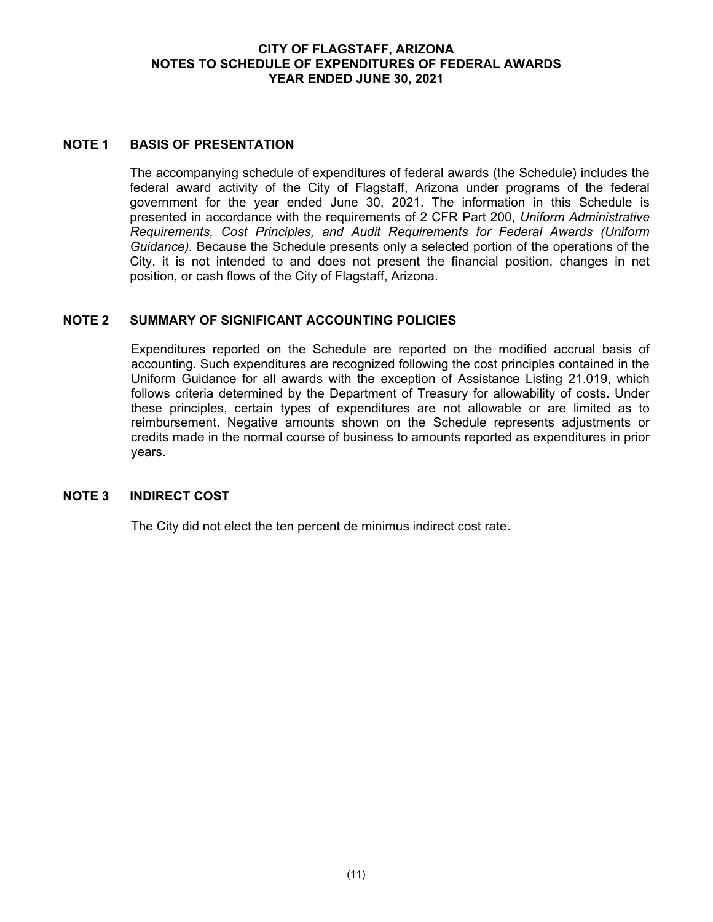# CITY OF FLAGSTAFF, ARIZONA
# NOTES TO SCHEDULE OF EXPENDITURES OF FEDERAL AWARDS
# YEAR ENDED JUNE 30, 2021

## NOTE 1 BASIS OF PRESENTATION

The accompanying schedule of expenditures of federal awards (the Schedule) includes the federal award activity of the City of Flagstaff, Arizona under programs of the federal government for the year ended June 30, 2021. The information in this Schedule is presented in accordance with the requirements of 2 CFR Part 200, *Uniform Administrative Requirements, Cost Principles, and Audit Requirements for Federal Awards (Uniform Guidance).* Because the Schedule presents only a selected portion of the operations of the City, it is not intended to and does not present the financial position, changes in net position, or cash flows of the City of Flagstaff, Arizona.

## NOTE 2 SUMMARY OF SIGNIFICANT ACCOUNTING POLICIES

Expenditures reported on the Schedule are reported on the modified accrual basis of accounting. Such expenditures are recognized following the cost principles contained in the Uniform Guidance for all awards with the exception of Assistance Listing 21.019, which follows criteria determined by the Department of Treasury for allowability of costs. Under these principles, certain types of expenditures are not allowable or are limited as to reimbursement. Negative amounts shown on the Schedule represents adjustments or credits made in the normal course of business to amounts reported as expenditures in prior years.

## NOTE 3 INDIRECT COST

The City did not elect the ten percent de minimus indirect cost rate.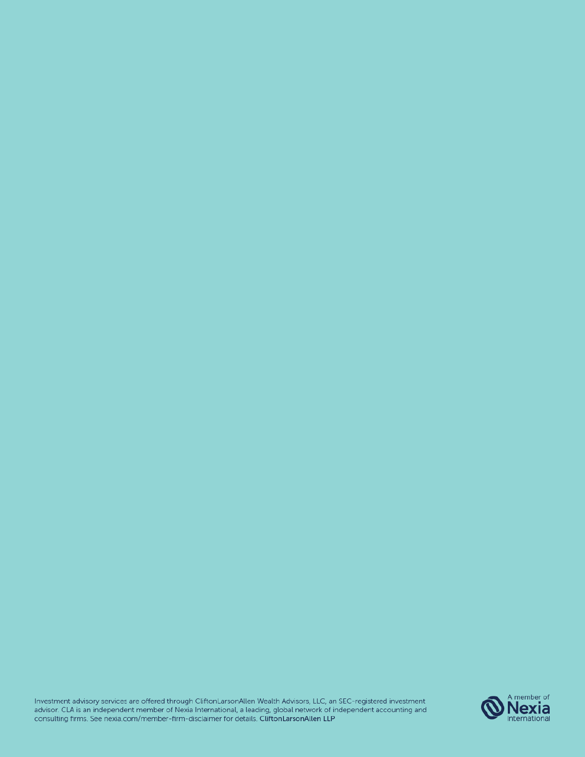Investment advisory services are offered through CliftonLarsonAllen Wealth Advisors, LLC, an SEC-registered investment advisor. CLA is an independent member of Nexia International, a leading, global network of independent accounting and consulting firms. See nexia.com/member-firm-disclaimer for details. **CliftonLarsonAllen LLP**

A member of Nexia International